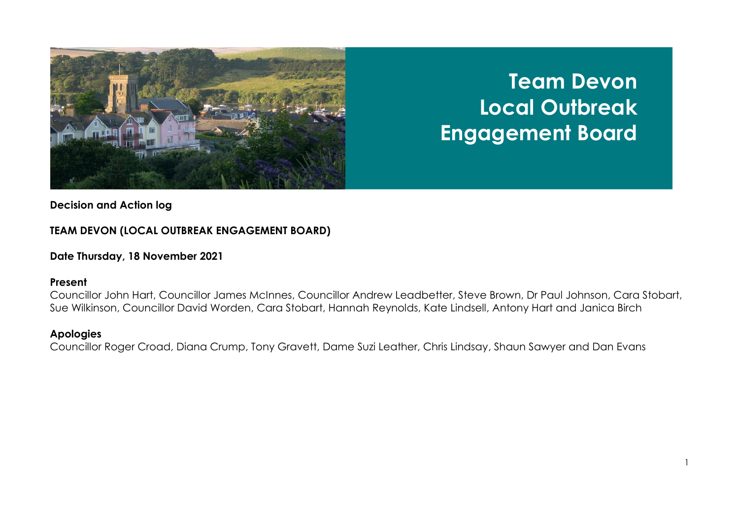# Team Devon Local Outbreak Engagement Board

**Decision and Action log**

**TEAM DEVON (LOCAL OUTBREAK ENGAGEMENT BOARD)**

**Date Thursday, 18 November 2021**

**Present**

Councillor John Hart, Councillor James McInnes, Councillor Andrew Leadbetter, Steve Brown, Dr Paul Johnson, Cara Stobart, Sue Wilkinson, Councillor David Worden, Cara Stobart, Hannah Reynolds, Kate Lindsell, Antony Hart and Janica Birch

**Apologies**

Councillor Roger Croad, Diana Crump, Tony Gravett, Dame Suzi Leather, Chris Lindsay, Shaun Sawyer and Dan Evans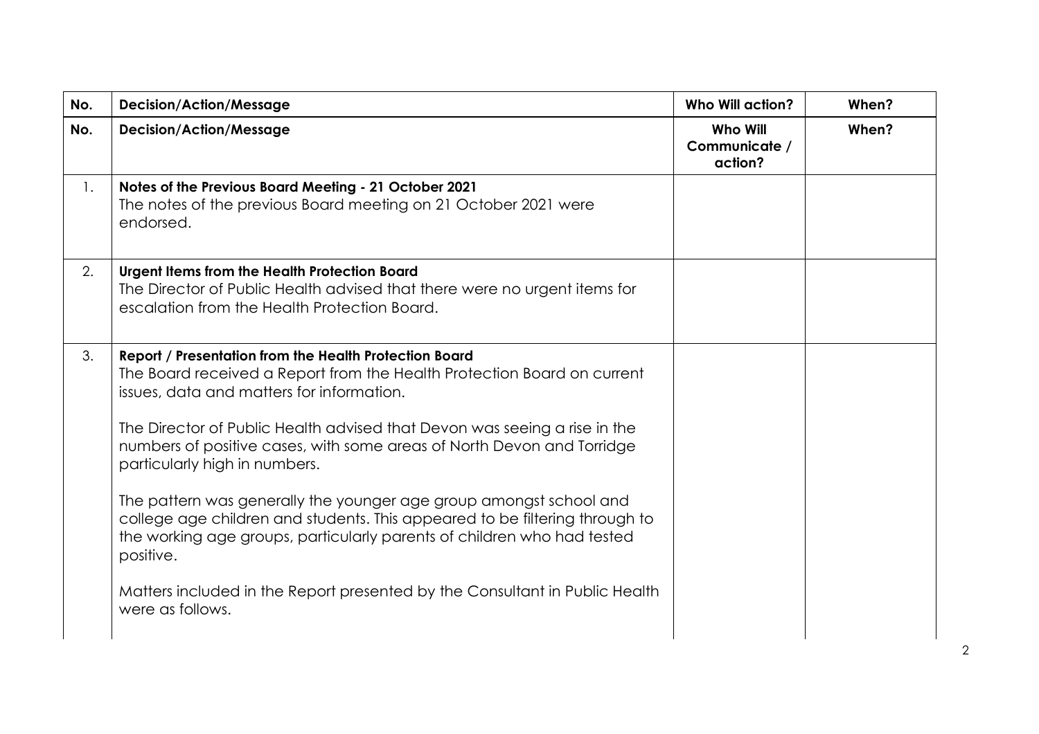| No. | Decision/Action/Message | Who Will action? | When? |
| --- | --- | --- | --- |
| No. | Decision/Action/Message | Who Will Communicate / action? | When? |
| 1. | **Notes of the Previous Board Meeting - 21 October 2021**<br>The notes of the previous Board meeting on 21 October 2021 were endorsed. | | |
| 2. | **Urgent Items from the Health Protection Board**<br>The Director of Public Health advised that there were no urgent items for escalation from the Health Protection Board. | | |
| 3. | **Report / Presentation from the Health Protection Board**<br>The Board received a Report from the Health Protection Board on current issues, data and matters for information.<br><br>The Director of Public Health advised that Devon was seeing a rise in the numbers of positive cases, with some areas of North Devon and Torridge particularly high in numbers.<br><br>The pattern was generally the younger age group amongst school and college age children and students. This appeared to be filtering through to the working age groups, particularly parents of children who had tested positive.<br><br>Matters included in the Report presented by the Consultant in Public Health were as follows. | | |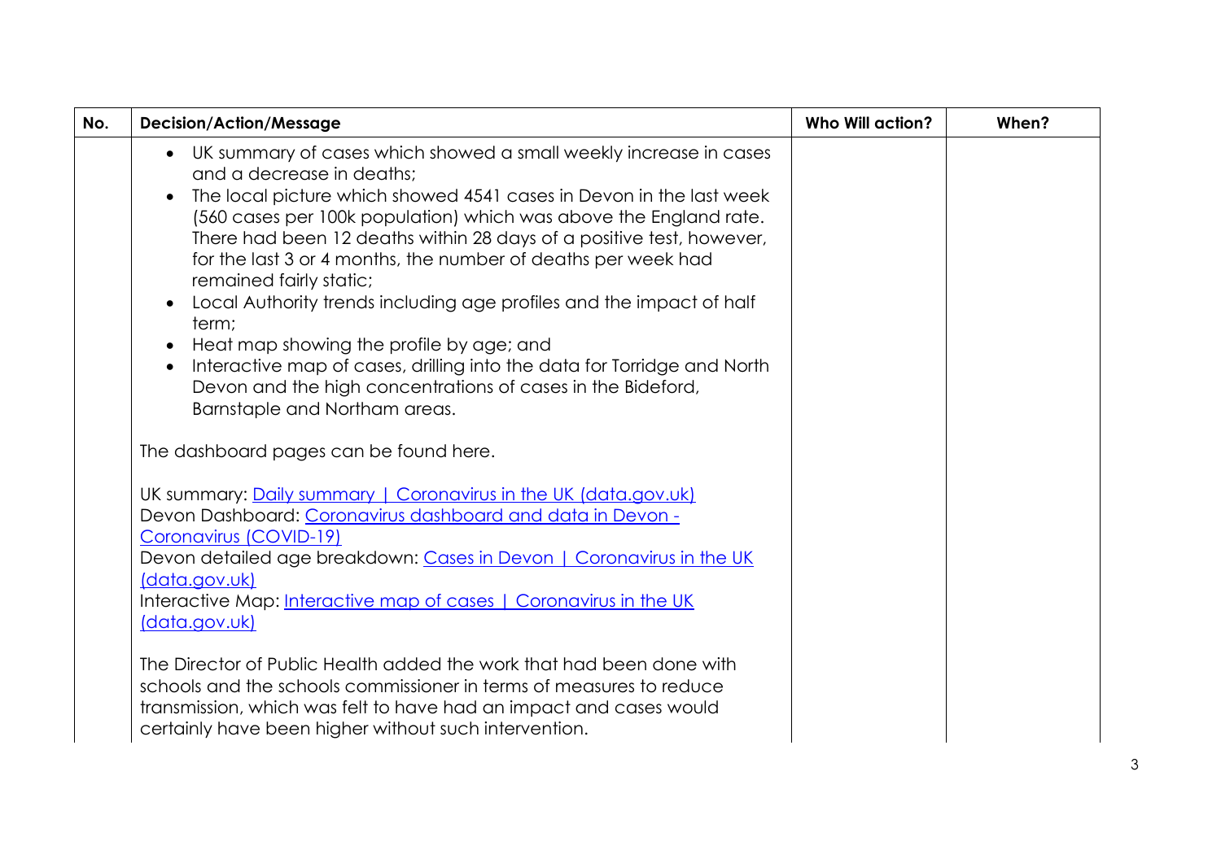| No. | Decision/Action/Message | Who Will action? | When? |
|---|---|---|---|
| | • UK summary of cases which showed a small weekly increase in cases and a decrease in deaths;<br>• The local picture which showed 4541 cases in Devon in the last week (560 cases per 100k population) which was above the England rate. There had been 12 deaths within 28 days of a positive test, however, for the last 3 or 4 months, the number of deaths per week had remained fairly static;<br>• Local Authority trends including age profiles and the impact of half term;<br>• Heat map showing the profile by age; and<br>• Interactive map of cases, drilling into the data for Torridge and North Devon and the high concentrations of cases in the Bideford, Barnstaple and Northam areas.<br><br>The dashboard pages can be found here.<br><br>UK summary: Daily summary \| Coronavirus in the UK (data.gov.uk)<br>Devon Dashboard: Coronavirus dashboard and data in Devon - Coronavirus (COVID-19)<br>Devon detailed age breakdown: Cases in Devon \| Coronavirus in the UK (data.gov.uk)<br>Interactive Map: Interactive map of cases \| Coronavirus in the UK (data.gov.uk)<br><br>The Director of Public Health added the work that had been done with schools and the schools commissioner in terms of measures to reduce transmission, which was felt to have had an impact and cases would certainly have been higher without such intervention. | | |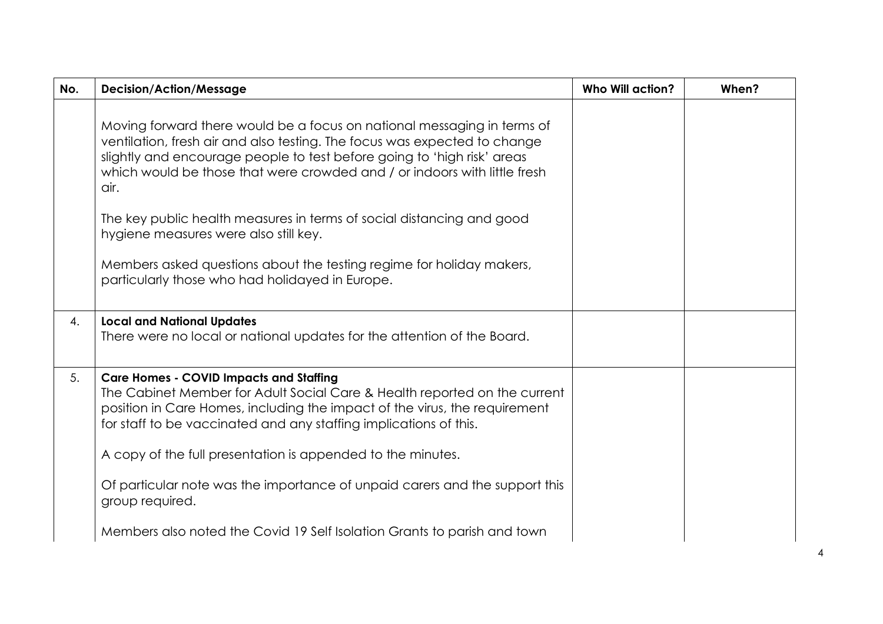| No. | Decision/Action/Message | Who Will action? | When? |
|---|---|---|---|
| | Moving forward there would be a focus on national messaging in terms of ventilation, fresh air and also testing. The focus was expected to change slightly and encourage people to test before going to 'high risk' areas which would be those that were crowded and / or indoors with little fresh air.<br><br>The key public health measures in terms of social distancing and good hygiene measures were also still key.<br><br>Members asked questions about the testing regime for holiday makers, particularly those who had holidayed in Europe. | | |
| 4. | **Local and National Updates**<br>There were no local or national updates for the attention of the Board. | | |
| 5. | **Care Homes - COVID Impacts and Staffing**<br>The Cabinet Member for Adult Social Care & Health reported on the current position in Care Homes, including the impact of the virus, the requirement for staff to be vaccinated and any staffing implications of this.<br><br>A copy of the full presentation is appended to the minutes.<br><br>Of particular note was the importance of unpaid carers and the support this group required.<br><br>Members also noted the Covid 19 Self Isolation Grants to parish and town | | |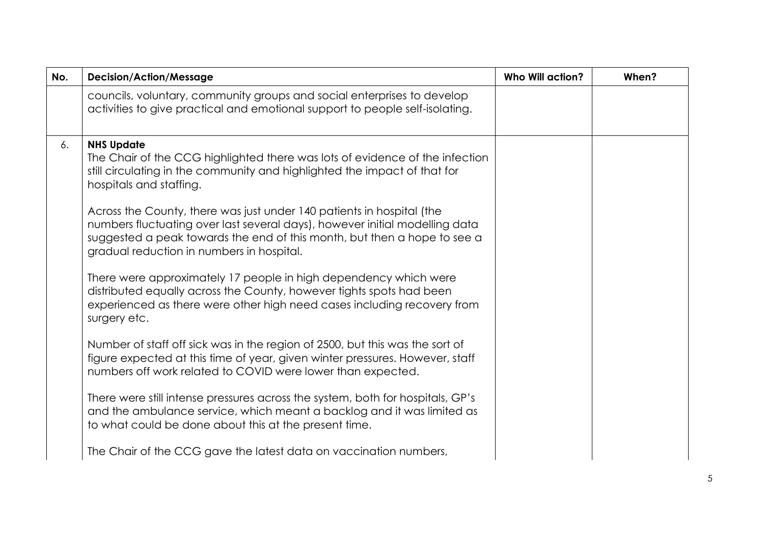| No. | Decision/Action/Message | Who Will action? | When? |
|---|---|---|---|
| | councils, voluntary, community groups and social enterprises to develop activities to give practical and emotional support to people self-isolating. | | |
| 6. | **NHS Update**<br>The Chair of the CCG highlighted there was lots of evidence of the infection still circulating in the community and highlighted the impact of that for hospitals and staffing.<br><br>Across the County, there was just under 140 patients in hospital (the numbers fluctuating over last several days), however initial modelling data suggested a peak towards the end of this month, but then a hope to see a gradual reduction in numbers in hospital.<br><br>There were approximately 17 people in high dependency which were distributed equally across the County, however tights spots had been experienced as there were other high need cases including recovery from surgery etc.<br><br>Number of staff off sick was in the region of 2500, but this was the sort of figure expected at this time of year, given winter pressures. However, staff numbers off work related to COVID were lower than expected.<br><br>There were still intense pressures across the system, both for hospitals, GP's and the ambulance service, which meant a backlog and it was limited as to what could be done about this at the present time.<br><br>The Chair of the CCG gave the latest data on vaccination numbers, | | |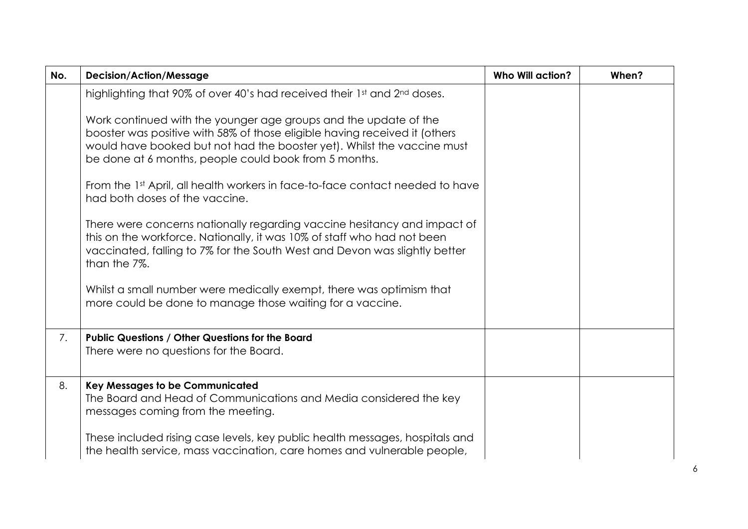| No. | Decision/Action/Message | Who Will action? | When? |
|---|---|---|---|
| | highlighting that 90% of over 40's had received their 1st and 2nd doses.<br><br>Work continued with the younger age groups and the update of the booster was positive with 58% of those eligible having received it (others would have booked but not had the booster yet). Whilst the vaccine must be done at 6 months, people could book from 5 months.<br><br>From the 1st April, all health workers in face-to-face contact needed to have had both doses of the vaccine.<br><br>There were concerns nationally regarding vaccine hesitancy and impact of this on the workforce. Nationally, it was 10% of staff who had not been vaccinated, falling to 7% for the South West and Devon was slightly better than the 7%.<br><br>Whilst a small number were medically exempt, there was optimism that more could be done to manage those waiting for a vaccine. | | |
| 7. | **Public Questions / Other Questions for the Board**<br>There were no questions for the Board. | | |
| 8. | **Key Messages to be Communicated**<br>The Board and Head of Communications and Media considered the key messages coming from the meeting.<br><br>These included rising case levels, key public health messages, hospitals and the health service, mass vaccination, care homes and vulnerable people, | | |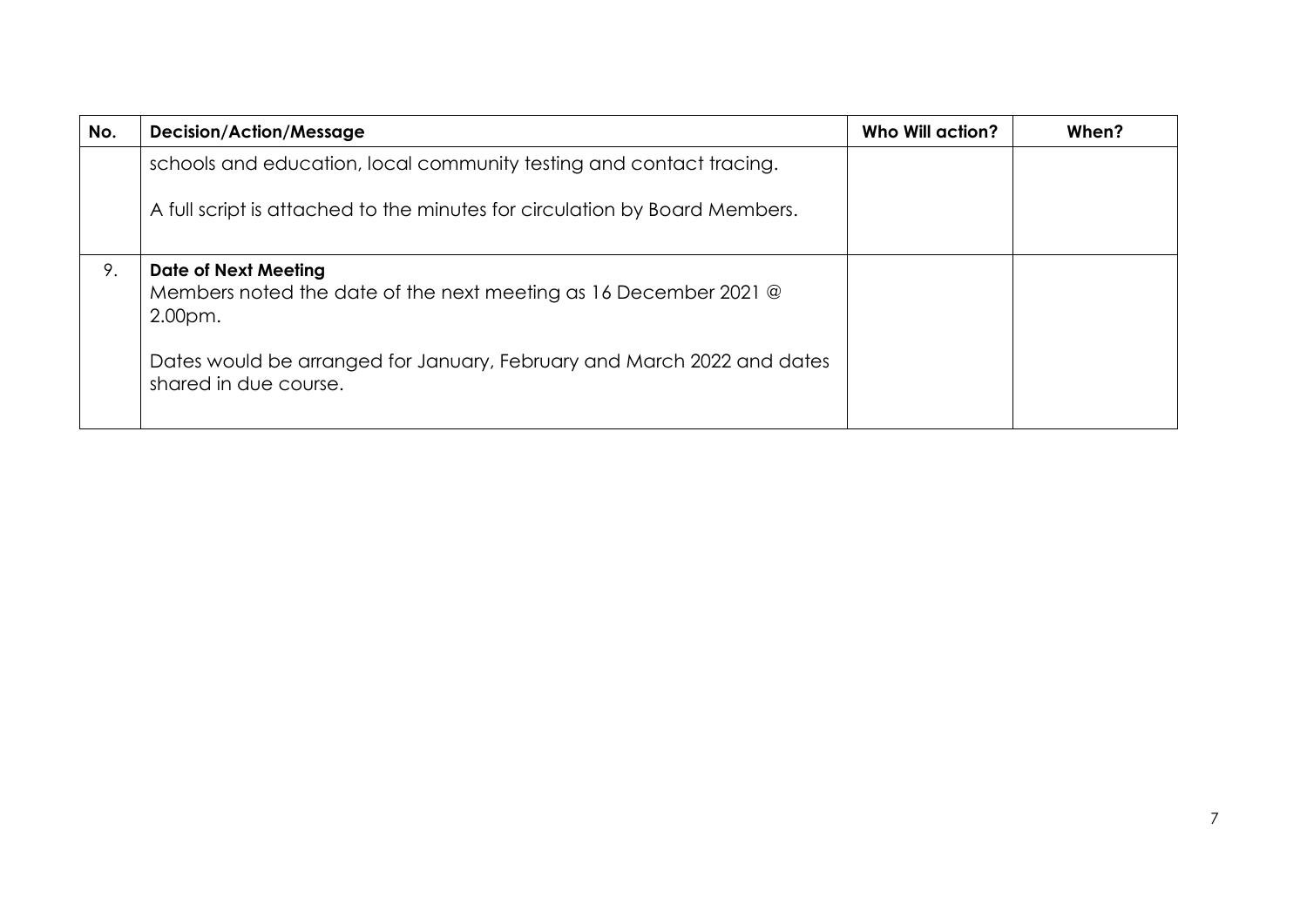| No. | Decision/Action/Message | Who Will action? | When? |
|---|---|---|---|
| | schools and education, local community testing and contact tracing.<br><br>A full script is attached to the minutes for circulation by Board Members. | | |
| 9. | **Date of Next Meeting**<br>Members noted the date of the next meeting as 16 December 2021 @ 2.00pm.<br><br>Dates would be arranged for January, February and March 2022 and dates shared in due course. | | |